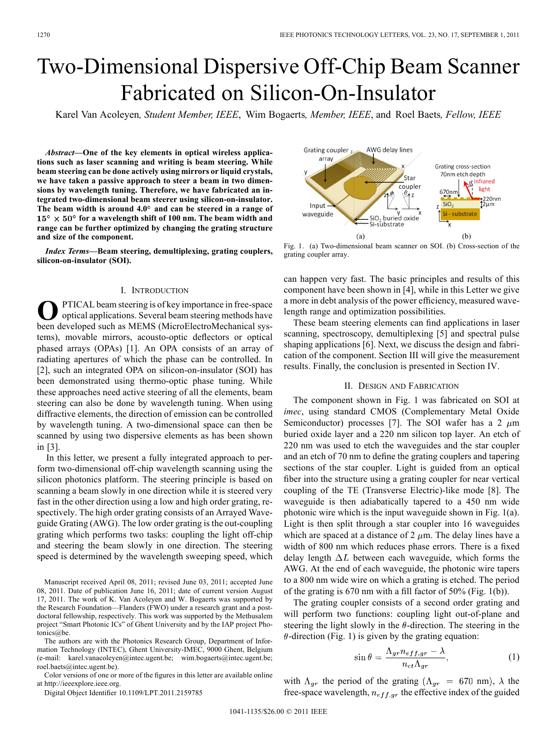# Two-Dimensional Dispersive Off-Chip Beam Scanner Fabricated on Silicon-On-Insulator

Karel Van Acoleyen, *Student Member, IEEE*, Wim Bogaerts, *Member, IEEE*, and Roel Baets, *Fellow, IEEE*

***Abstract*—One of the key elements in optical wireless applications such as laser scanning and writing is beam steering. While beam steering can be done actively using mirrors or liquid crystals, we have taken a passive approach to steer a beam in two dimensions by wavelength tuning. Therefore, we have fabricated an integrated two-dimensional beam steerer using silicon-on-insulator. The beam width is around 4.0° and can be steered in a range of $15° \times 50°$ for a wavelength shift of 100 nm. The beam width and range can be further optimized by changing the grating structure and size of the component.**

***Index Terms*—Beam steering, demultiplexing, grating couplers, silicon-on-insulator (SOI).**

## I. Introduction

OPTICAL beam steering is of key importance in free-space optical applications. Several beam steering methods have been developed such as MEMS (MicroElectroMechanical systems), movable mirrors, acousto-optic deflectors or optical phased arrays (OPAs) [1]. An OPA consists of an array of radiating apertures of which the phase can be controlled. In [2], such an integrated OPA on silicon-on-insulator (SOI) has been demonstrated using thermo-optic phase tuning. While these approaches need active steering of all the elements, beam steering can also be done by wavelength tuning. When using diffractive elements, the direction of emission can be controlled by wavelength tuning. A two-dimensional space can then be scanned by using two dispersive elements as has been shown in [3].

In this letter, we present a fully integrated approach to perform two-dimensional off-chip wavelength scanning using the silicon photonics platform. The steering principle is based on scanning a beam slowly in one direction while it is steered very fast in the other direction using a low and high order grating, respectively. The high order grating consists of an Arrayed Waveguide Grating (AWG). The low order grating is the out-coupling grating which performs two tasks: coupling the light off-chip and steering the beam slowly in one direction. The steering speed is determined by the wavelength sweeping speed, which can happen very fast. The basic principles and results of this component have been shown in [4], while in this Letter we give a more in debt analysis of the power efficiency, measured wavelength range and optimization possibilities.

These beam steering elements can find applications in laser scanning, spectroscopy, demultiplexing [5] and spectral pulse shaping applications [6]. Next, we discuss the design and fabrication of the component. Section III will give the measurement results. Finally, the conclusion is presented in Section IV.

Manuscript received April 08, 2011; revised June 03, 2011; accepted June 08, 2011. Date of publication June 16, 2011; date of current version August 17, 2011. The work of K. Van Acoleyen and W. Bogaerts was supported by the Research Foundation—Flanders (FWO) under a research grant and a post-doctoral fellowship, respectively. This work was supported by the Methusalem project "Smart Photonic ICs" of Ghent University and by the IAP project Photonics@be.

The authors are with the Photonics Research Group, Department of Information Technology (INTEC), Ghent University-IMEC, 9000 Ghent, Belgium (e-mail: karel.vanacoleyen@intec.ugent.be; wim.bogaerts@intec.ugent.be; roel.baets@intec.ugent.be).

Color versions of one or more of the figures in this letter are available online at http://ieeexplore.ieee.org.

Digital Object Identifier 10.1109/LPT.2011.2159785

Fig. 1. (a) Two-dimensional beam scanner on SOI. (b) Cross-section of the grating coupler array.

## II. Design and Fabrication

The component shown in Fig. 1 was fabricated on SOI at *imec*, using standard CMOS (Complementary Metal Oxide Semiconductor) processes [7]. The SOI wafer has a 2 $\mu$m buried oxide layer and a 220 nm silicon top layer. An etch of 220 nm was used to etch the waveguides and the star coupler and an etch of 70 nm to define the grating couplers and tapering sections of the star coupler. Light is guided from an optical fiber into the structure using a grating coupler for near vertical coupling of the TE (Transverse Electric)-like mode [8]. The waveguide is then adiabatically tapered to a 450 nm wide photonic wire which is the input waveguide shown in Fig. 1(a). Light is then split through a star coupler into 16 waveguides which are spaced at a distance of 2 $\mu$m. The delay lines have a width of 800 nm which reduces phase errors. There is a fixed delay length $\Delta L$ between each waveguide, which forms the AWG. At the end of each waveguide, the photonic wire tapers to a 800 nm wide wire on which a grating is etched. The period of the grating is 670 nm with a fill factor of 50% (Fig. 1(b)).

The grating coupler consists of a second order grating and will perform two functions: coupling light out-of-plane and steering the light slowly in the $\theta$-direction. The steering in the $\theta$-direction (Fig. 1) is given by the grating equation:

$$\sin\theta = \frac{\Lambda_{gr} n_{eff,gr} - \lambda}{n_{ct}\Lambda_{gr}}, \tag{1}$$

with $\Lambda_{gr}$ the period of the grating ($\Lambda_{gr} = 670$ nm), $\lambda$ the free-space wavelength, $n_{eff,gr}$ the effective index of the guided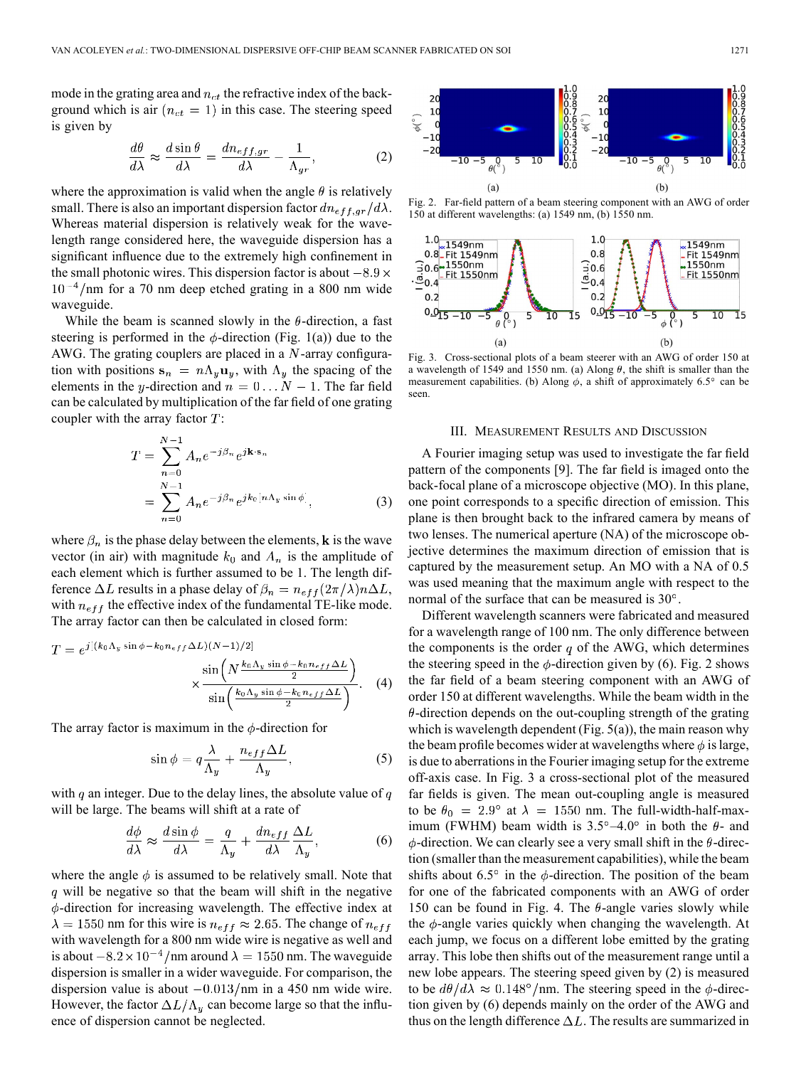mode in the grating area and $n_{ct}$ the refractive index of the background which is air ($n_{ct} = 1$) in this case. The steering speed is given by

$$\frac{d\theta}{d\lambda} \approx \frac{d\sin\theta}{d\lambda} = \frac{dn_{eff,gr}}{d\lambda} - \frac{1}{\Lambda_{gr}}, \tag{2}$$

where the approximation is valid when the angle $\theta$ is relatively small. There is also an important dispersion factor $dn_{eff,gr}/d\lambda$. Whereas material dispersion is relatively weak for the wavelength range considered here, the waveguide dispersion has a significant influence due to the extremely high confinement in the small photonic wires. This dispersion factor is about $-8.9 \times 10^{-4}$/nm for a 70 nm deep etched grating in a 800 nm wide waveguide.

While the beam is scanned slowly in the $\theta$-direction, a fast steering is performed in the $\phi$-direction (Fig. 1(a)) due to the AWG. The grating couplers are placed in a $N$-array configuration with positions $\mathbf{s}_n = n\Lambda_y \mathbf{u}_y$, with $\Lambda_y$ the spacing of the elements in the $y$-direction and $n = 0 \ldots N-1$. The far field can be calculated by multiplication of the far field of one grating coupler with the array factor $T$:

$$\begin{aligned} T &= \sum_{n=0}^{N-1} A_n e^{-j\beta_n} e^{j\mathbf{k}\cdot\mathbf{s}_n} \\ &= \sum_{n=0}^{N-1} A_n e^{-j\beta_n} e^{jk_0[n\Lambda_y \sin\phi]}, \end{aligned} \tag{3}$$

where $\beta_n$ is the phase delay between the elements, $\mathbf{k}$ is the wave vector (in air) with magnitude $k_0$ and $A_n$ is the amplitude of each element which is further assumed to be 1. The length difference $\Delta L$ results in a phase delay of $\beta_n = n_{eff}(2\pi/\lambda)n\Delta L$, with $n_{eff}$ the effective index of the fundamental TE-like mode. The array factor can then be calculated in closed form:

$$T = e^{j[(k_0\Lambda_y \sin\phi - k_0 n_{eff}\Delta L)(N-1)/2]} \times \frac{\sin\left(N\frac{k_0\Lambda_y \sin\phi - k_0 n_{eff}\Delta L}{2}\right)}{\sin\left(\frac{k_0\Lambda_y \sin\phi - k_0 n_{eff}\Delta L}{2}\right)}. \tag{4}$$

The array factor is maximum in the $\phi$-direction for

$$\sin\phi = q\frac{\lambda}{\Lambda_y} + \frac{n_{eff}\Delta L}{\Lambda_y}, \tag{5}$$

with $q$ an integer. Due to the delay lines, the absolute value of $q$ will be large. The beams will shift at a rate of

$$\frac{d\phi}{d\lambda} \approx \frac{d\sin\phi}{d\lambda} = \frac{q}{\Lambda_y} + \frac{dn_{eff}}{d\lambda}\frac{\Delta L}{\Lambda_y}, \tag{6}$$

where the angle $\phi$ is assumed to be relatively small. Note that $q$ will be negative so that the beam will shift in the negative $\phi$-direction for increasing wavelength. The effective index at $\lambda = 1550$ nm for this wire is $n_{eff} \approx 2.65$. The change of $n_{eff}$ with wavelength for a 800 nm wide wire is negative as well and is about $-8.2 \times 10^{-4}$/nm around $\lambda = 1550$ nm. The waveguide dispersion is smaller in a wider waveguide. For comparison, the dispersion value is about $-0.013$/nm in a 450 nm wide wire. However, the factor $\Delta L/\Lambda_y$ can become large so that the influence of dispersion cannot be neglected.

Fig. 2. Far-field pattern of a beam steering component with an AWG of order 150 at different wavelengths: (a) 1549 nm, (b) 1550 nm.

Fig. 3. Cross-sectional plots of a beam steerer with an AWG of order 150 at a wavelength of 1549 and 1550 nm. (a) Along $\theta$, the shift is smaller than the measurement capabilities. (b) Along $\phi$, a shift of approximately 6.5° can be seen.

## III. Measurement Results and Discussion

A Fourier imaging setup was used to investigate the far field pattern of the components [9]. The far field is imaged onto the back-focal plane of a microscope objective (MO). In this plane, one point corresponds to a specific direction of emission. This plane is then brought back to the infrared camera by means of two lenses. The numerical aperture (NA) of the microscope objective determines the maximum direction of emission that is captured by the measurement setup. An MO with a NA of 0.5 was used meaning that the maximum angle with respect to the normal of the surface that can be measured is 30°.

Different wavelength scanners were fabricated and measured for a wavelength range of 100 nm. The only difference between the components is the order $q$ of the AWG, which determines the steering speed in the $\phi$-direction given by (6). Fig. 2 shows the far field of a beam steering component with an AWG of order 150 at different wavelengths. While the beam width in the $\theta$-direction depends on the out-coupling strength of the grating which is wavelength dependent (Fig. 5(a)), the main reason why the beam profile becomes wider at wavelengths where $\phi$ is large, is due to aberrations in the Fourier imaging setup for the extreme off-axis case. In Fig. 3 a cross-sectional plot of the measured far fields is given. The mean out-coupling angle is measured to be $\theta_0 = 2.9°$ at $\lambda = 1550$ nm. The full-width-half-maximum (FWHM) beam width is 3.5°–4.0° in both the $\theta$- and $\phi$-direction. We can clearly see a very small shift in the $\theta$-direction (smaller than the measurement capabilities), while the beam shifts about 6.5° in the $\phi$-direction. The position of the beam for one of the fabricated components with an AWG of order 150 can be found in Fig. 4. The $\theta$-angle varies slowly while the $\phi$-angle varies quickly when changing the wavelength. At each jump, we focus on a different lobe emitted by the grating array. This lobe then shifts out of the measurement range until a new lobe appears. The steering speed given by (2) is measured to be $d\theta/d\lambda \approx 0.148°$/nm. The steering speed in the $\phi$-direction given by (6) depends mainly on the order of the AWG and thus on the length difference $\Delta L$. The results are summarized in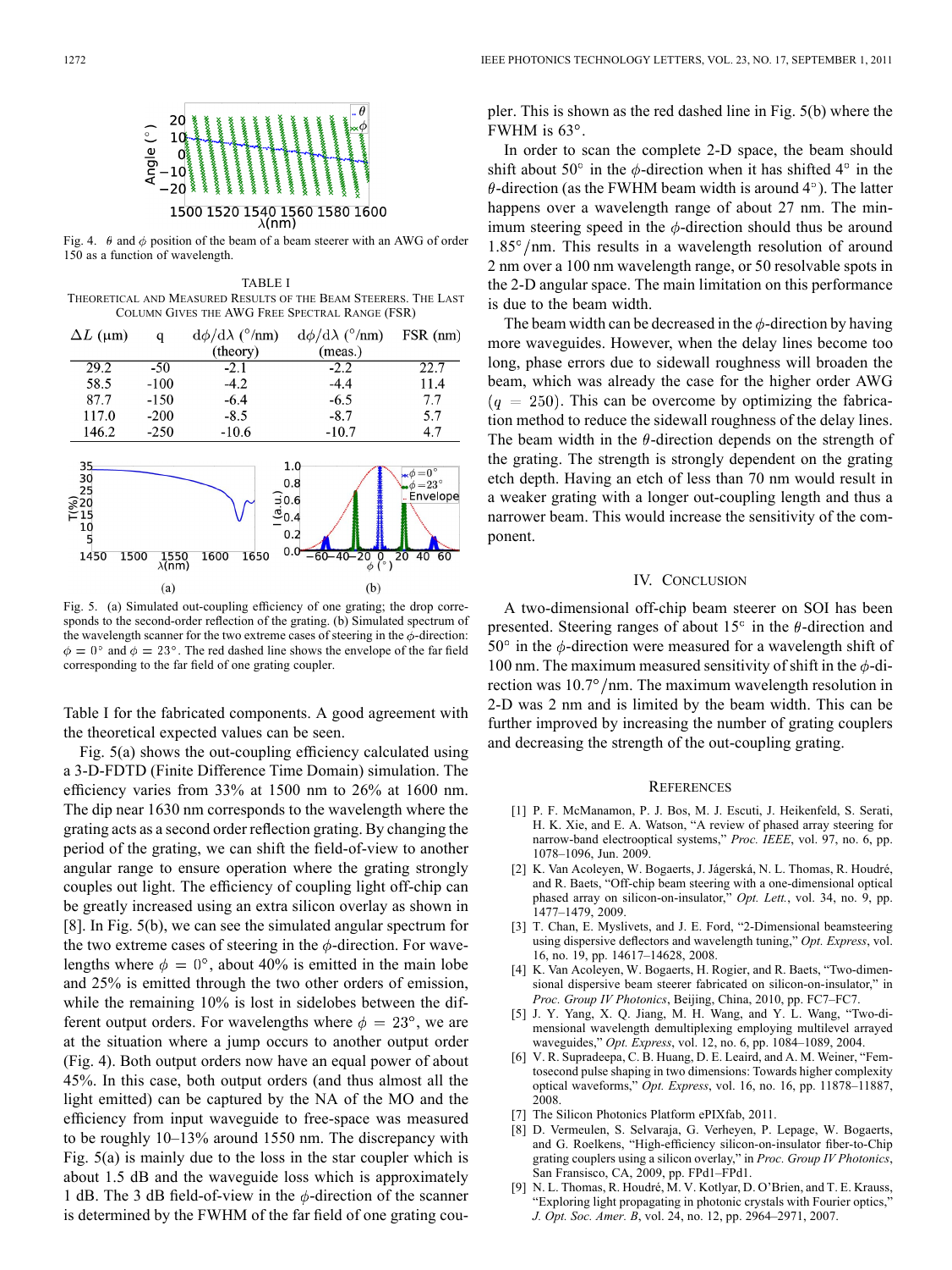Fig. 4. $\theta$ and $\phi$ position of the beam of a beam steerer with an AWG of order 150 as a function of wavelength.

TABLE I
THEORETICAL AND MEASURED RESULTS OF THE BEAM STEERERS. THE LAST COLUMN GIVES THE AWG FREE SPECTRAL RANGE (FSR)

| $\Delta L$ (μm) | q | d$\phi$/d$\lambda$ (°/nm) (theory) | d$\phi$/d$\lambda$ (°/nm) (meas.) | FSR (nm) |
|---|---|---|---|---|
| 29.2 | -50 | -2.1 | -2.2 | 22.7 |
| 58.5 | -100 | -4.2 | -4.4 | 11.4 |
| 87.7 | -150 | -6.4 | -6.5 | 7.7 |
| 117.0 | -200 | -8.5 | -8.7 | 5.7 |
| 146.2 | -250 | -10.6 | -10.7 | 4.7 |

Fig. 5. (a) Simulated out-coupling efficiency of one grating; the drop corresponds to the second-order reflection of the grating. (b) Simulated spectrum of the wavelength scanner for the two extreme cases of steering in the $\phi$-direction: $\phi = 0°$ and $\phi = 23°$. The red dashed line shows the envelope of the far field corresponding to the far field of one grating coupler.

Table I for the fabricated components. A good agreement with the theoretical expected values can be seen.

Fig. 5(a) shows the out-coupling efficiency calculated using a 3-D-FDTD (Finite Difference Time Domain) simulation. The efficiency varies from 33% at 1500 nm to 26% at 1600 nm. The dip near 1630 nm corresponds to the wavelength where the grating acts as a second order reflection grating. By changing the period of the grating, we can shift the field-of-view to another angular range to ensure operation where the grating strongly couples out light. The efficiency of coupling light off-chip can be greatly increased using an extra silicon overlay as shown in [8]. In Fig. 5(b), we can see the simulated angular spectrum for the two extreme cases of steering in the $\phi$-direction. For wavelengths where $\phi = 0°$, about 40% is emitted in the main lobe and 25% is emitted through the two other orders of emission, while the remaining 10% is lost in sidelobes between the different output orders. For wavelengths where $\phi = 23°$, we are at the situation where a jump occurs to another output order (Fig. 4). Both output orders now have an equal power of about 45%. In this case, both output orders (and thus almost all the light emitted) can be captured by the NA of the MO and the efficiency from input waveguide to free-space was measured to be roughly 10–13% around 1550 nm. The discrepancy with Fig. 5(a) is mainly due to the loss in the star coupler which is about 1.5 dB and the waveguide loss which is approximately 1 dB. The 3 dB field-of-view in the $\phi$-direction of the scanner is determined by the FWHM of the far field of one grating coupler. This is shown as the red dashed line in Fig. 5(b) where the FWHM is 63°.

In order to scan the complete 2-D space, the beam should shift about 50° in the $\phi$-direction when it has shifted 4° in the $\theta$-direction (as the FWHM beam width is around 4°). The latter happens over a wavelength range of about 27 nm. The minimum steering speed in the $\phi$-direction should thus be around 1.85°/nm. This results in a wavelength resolution of around 2 nm over a 100 nm wavelength range, or 50 resolvable spots in the 2-D angular space. The main limitation on this performance is due to the beam width.

The beam width can be decreased in the $\phi$-direction by having more waveguides. However, when the delay lines become too long, phase errors due to sidewall roughness will broaden the beam, which was already the case for the higher order AWG ($q = 250$). This can be overcome by optimizing the fabrication method to reduce the sidewall roughness of the delay lines. The beam width in the $\theta$-direction depends on the strength of the grating. The strength is strongly dependent on the grating etch depth. Having an etch of less than 70 nm would result in a weaker grating with a longer out-coupling length and thus a narrower beam. This would increase the sensitivity of the component.

## IV. Conclusion

A two-dimensional off-chip beam steerer on SOI has been presented. Steering ranges of about 15° in the $\theta$-direction and 50° in the $\phi$-direction were measured for a wavelength shift of 100 nm. The maximum measured sensitivity of shift in the $\phi$-direction was 10.7°/nm. The maximum wavelength resolution in 2-D was 2 nm and is limited by the beam width. This can be further improved by increasing the number of grating couplers and decreasing the strength of the out-coupling grating.

## References

[1] P. F. McManamon, P. J. Bos, M. J. Escuti, J. Heikenfeld, S. Serati, H. K. Xie, and E. A. Watson, "A review of phased array steering for narrow-band electrooptical systems," *Proc. IEEE*, vol. 97, no. 6, pp. 1078–1096, Jun. 2009.

[2] K. Van Acoleyen, W. Bogaerts, J. Jágerská, N. L. Thomas, R. Houdré, and R. Baets, "Off-chip beam steering with a one-dimensional optical phased array on silicon-on-insulator," *Opt. Lett.*, vol. 34, no. 9, pp. 1477–1479, 2009.

[3] T. Chan, E. Myslivets, and J. E. Ford, "2-Dimensional beamsteering using dispersive deflectors and wavelength tuning," *Opt. Express*, vol. 16, no. 19, pp. 14617–14628, 2008.

[4] K. Van Acoleyen, W. Bogaerts, H. Rogier, and R. Baets, "Two-dimensional dispersive beam steerer fabricated on silicon-on-insulator," in *Proc. Group IV Photonics*, Beijing, China, 2010, pp. FC7–FC7.

[5] J. Y. Yang, X. Q. Jiang, M. H. Wang, and Y. L. Wang, "Two-dimensional wavelength demultiplexing employing multilevel arrayed waveguides," *Opt. Express*, vol. 12, no. 6, pp. 1084–1089, 2004.

[6] V. R. Supradeepa, C. B. Huang, D. E. Leaird, and A. M. Weiner, "Femtosecond pulse shaping in two dimensions: Towards higher complexity optical waveforms," *Opt. Express*, vol. 16, no. 16, pp. 11878–11887, 2008.

[7] The Silicon Photonics Platform ePIXfab, 2011.

[8] D. Vermeulen, S. Selvaraja, G. Verheyen, P. Lepage, W. Bogaerts, and G. Roelkens, "High-efficiency silicon-on-insulator fiber-to-Chip grating couplers using a silicon overlay," in *Proc. Group IV Photonics*, San Fransisco, CA, 2009, pp. FPd1–FPd1.

[9] N. L. Thomas, R. Houdré, M. V. Kotlyar, D. O'Brien, and T. E. Krauss, "Exploring light propagating in photonic crystals with Fourier optics," *J. Opt. Soc. Amer. B*, vol. 24, no. 12, pp. 2964–2971, 2007.